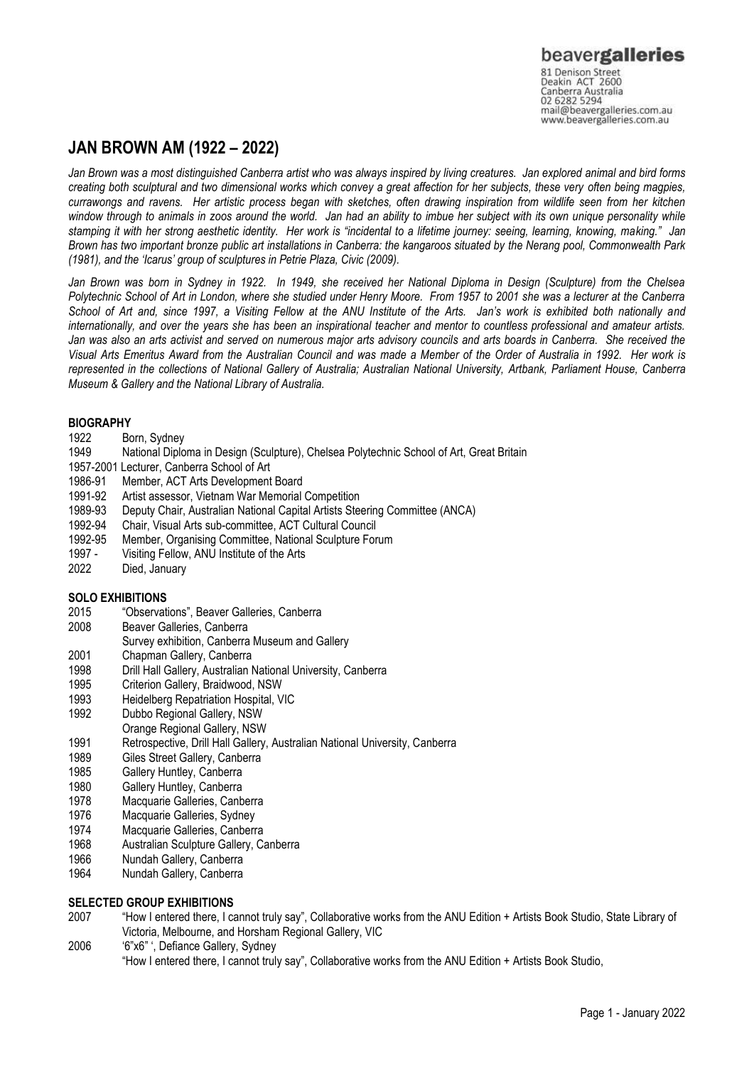beavergalleries

81 Denison Street
Deakin ACT 2600
Canberra Australia
02 6282 5294
mail@beavergalleries.com.au
www.beavergalleries.com.au

# JAN BROWN AM (1922 – 2022)

*Jan Brown was a most distinguished Canberra artist who was always inspired by living creatures. Jan explored animal and bird forms creating both sculptural and two dimensional works which convey a great affection for her subjects, these very often being magpies, currawongs and ravens. Her artistic process began with sketches, often drawing inspiration from wildlife seen from her kitchen window through to animals in zoos around the world. Jan had an ability to imbue her subject with its own unique personality while stamping it with her strong aesthetic identity. Her work is "incidental to a lifetime journey: seeing, learning, knowing, making." Jan Brown has two important bronze public art installations in Canberra: the kangaroos situated by the Nerang pool, Commonwealth Park (1981), and the 'Icarus' group of sculptures in Petrie Plaza, Civic (2009).*

*Jan Brown was born in Sydney in 1922. In 1949, she received her National Diploma in Design (Sculpture) from the Chelsea Polytechnic School of Art in London, where she studied under Henry Moore. From 1957 to 2001 she was a lecturer at the Canberra School of Art and, since 1997, a Visiting Fellow at the ANU Institute of the Arts. Jan's work is exhibited both nationally and internationally, and over the years she has been an inspirational teacher and mentor to countless professional and amateur artists. Jan was also an arts activist and served on numerous major arts advisory councils and arts boards in Canberra. She received the Visual Arts Emeritus Award from the Australian Council and was made a Member of the Order of Australia in 1992. Her work is represented in the collections of National Gallery of Australia; Australian National University, Artbank, Parliament House, Canberra Museum & Gallery and the National Library of Australia.*

## BIOGRAPHY

1922 Born, Sydney
1949 National Diploma in Design (Sculpture), Chelsea Polytechnic School of Art, Great Britain
1957-2001 Lecturer, Canberra School of Art
1986-91 Member, ACT Arts Development Board
1991-92 Artist assessor, Vietnam War Memorial Competition
1989-93 Deputy Chair, Australian National Capital Artists Steering Committee (ANCA)
1992-94 Chair, Visual Arts sub-committee, ACT Cultural Council
1992-95 Member, Organising Committee, National Sculpture Forum
1997 - Visiting Fellow, ANU Institute of the Arts
2022 Died, January

## SOLO EXHIBITIONS

2015 "Observations", Beaver Galleries, Canberra
2008 Beaver Galleries, Canberra
Survey exhibition, Canberra Museum and Gallery
2001 Chapman Gallery, Canberra
1998 Drill Hall Gallery, Australian National University, Canberra
1995 Criterion Gallery, Braidwood, NSW
1993 Heidelberg Repatriation Hospital, VIC
1992 Dubbo Regional Gallery, NSW
Orange Regional Gallery, NSW
1991 Retrospective, Drill Hall Gallery, Australian National University, Canberra
1989 Giles Street Gallery, Canberra
1985 Gallery Huntley, Canberra
1980 Gallery Huntley, Canberra
1978 Macquarie Galleries, Canberra
1976 Macquarie Galleries, Sydney
1974 Macquarie Galleries, Canberra
1968 Australian Sculpture Gallery, Canberra
1966 Nundah Gallery, Canberra
1964 Nundah Gallery, Canberra

## SELECTED GROUP EXHIBITIONS

2007 "How I entered there, I cannot truly say", Collaborative works from the ANU Edition + Artists Book Studio, State Library of Victoria, Melbourne, and Horsham Regional Gallery, VIC
2006 '6"x6" ', Defiance Gallery, Sydney
"How I entered there, I cannot truly say", Collaborative works from the ANU Edition + Artists Book Studio,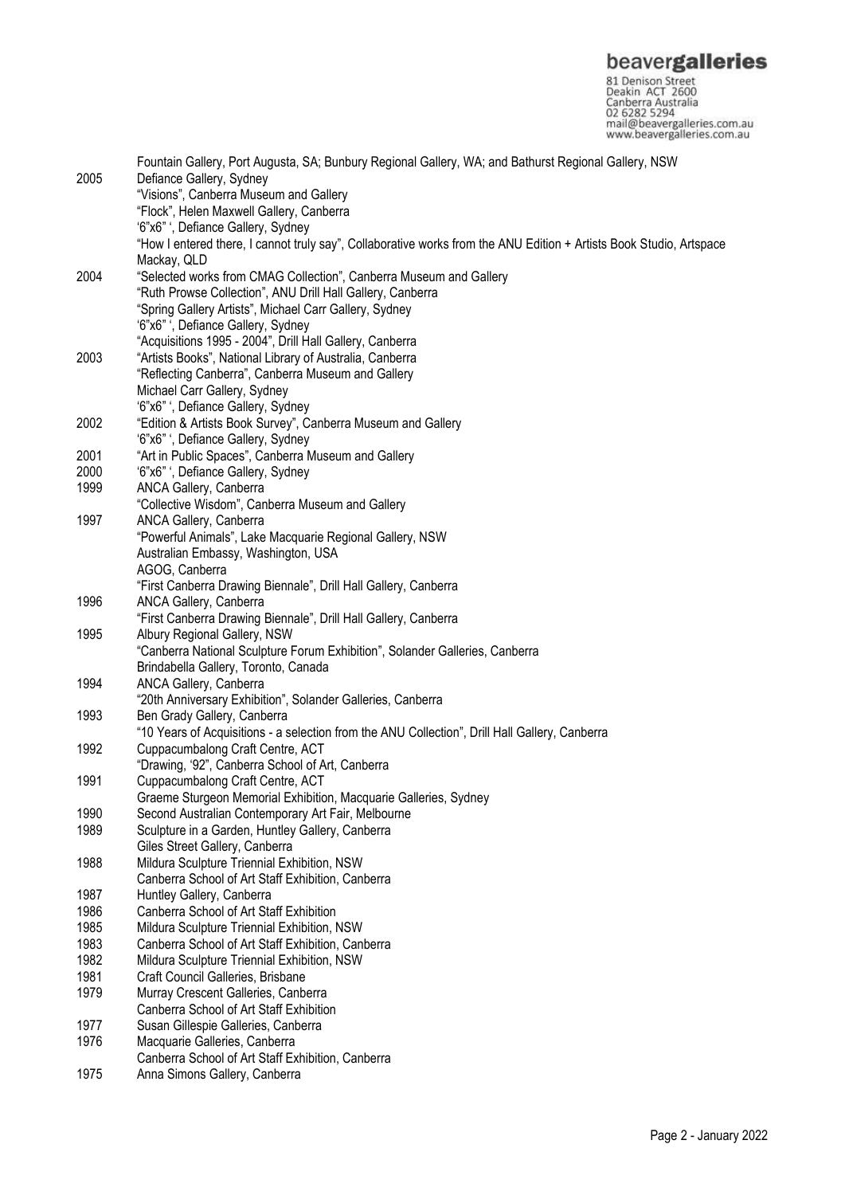Fountain Gallery, Port Augusta, SA; Bunbury Regional Gallery, WA; and Bathurst Regional Gallery, NSW

2005 Defiance Gallery, Sydney
"Visions", Canberra Museum and Gallery
"Flock", Helen Maxwell Gallery, Canberra
'6"x6" ', Defiance Gallery, Sydney
"How I entered there, I cannot truly say", Collaborative works from the ANU Edition + Artists Book Studio, Artspace Mackay, QLD

2004 "Selected works from CMAG Collection", Canberra Museum and Gallery
"Ruth Prowse Collection", ANU Drill Hall Gallery, Canberra
"Spring Gallery Artists", Michael Carr Gallery, Sydney
'6"x6" ', Defiance Gallery, Sydney
"Acquisitions 1995 - 2004", Drill Hall Gallery, Canberra

2003 "Artists Books", National Library of Australia, Canberra
"Reflecting Canberra", Canberra Museum and Gallery
Michael Carr Gallery, Sydney
'6"x6" ', Defiance Gallery, Sydney

2002 "Edition & Artists Book Survey", Canberra Museum and Gallery
'6"x6" ', Defiance Gallery, Sydney

2001 "Art in Public Spaces", Canberra Museum and Gallery

2000 '6"x6" ', Defiance Gallery, Sydney

1999 ANCA Gallery, Canberra
"Collective Wisdom", Canberra Museum and Gallery

1997 ANCA Gallery, Canberra
"Powerful Animals", Lake Macquarie Regional Gallery, NSW
Australian Embassy, Washington, USA
AGOG, Canberra
"First Canberra Drawing Biennale", Drill Hall Gallery, Canberra

1996 ANCA Gallery, Canberra
"First Canberra Drawing Biennale", Drill Hall Gallery, Canberra

1995 Albury Regional Gallery, NSW
"Canberra National Sculpture Forum Exhibition", Solander Galleries, Canberra
Brindabella Gallery, Toronto, Canada

1994 ANCA Gallery, Canberra
"20th Anniversary Exhibition", Solander Galleries, Canberra

1993 Ben Grady Gallery, Canberra
"10 Years of Acquisitions - a selection from the ANU Collection", Drill Hall Gallery, Canberra

1992 Cuppacumbalong Craft Centre, ACT
"Drawing, '92", Canberra School of Art, Canberra

1991 Cuppacumbalong Craft Centre, ACT
Graeme Sturgeon Memorial Exhibition, Macquarie Galleries, Sydney

1990 Second Australian Contemporary Art Fair, Melbourne

1989 Sculpture in a Garden, Huntley Gallery, Canberra
Giles Street Gallery, Canberra

1988 Mildura Sculpture Triennial Exhibition, NSW
Canberra School of Art Staff Exhibition, Canberra

1987 Huntley Gallery, Canberra

1986 Canberra School of Art Staff Exhibition

1985 Mildura Sculpture Triennial Exhibition, NSW

1983 Canberra School of Art Staff Exhibition, Canberra

1982 Mildura Sculpture Triennial Exhibition, NSW

1981 Craft Council Galleries, Brisbane

1979 Murray Crescent Galleries, Canberra
Canberra School of Art Staff Exhibition

1977 Susan Gillespie Galleries, Canberra

1976 Macquarie Galleries, Canberra
Canberra School of Art Staff Exhibition, Canberra

1975 Anna Simons Gallery, Canberra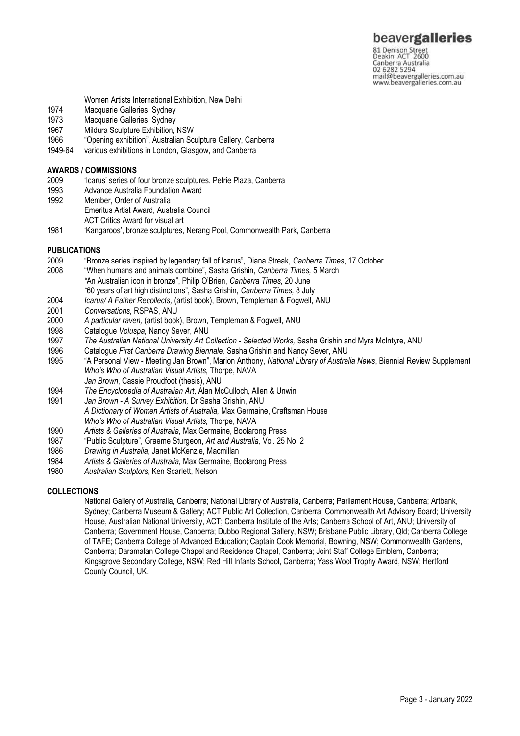Women Artists International Exhibition, New Delhi
1974 Macquarie Galleries, Sydney
1973 Macquarie Galleries, Sydney
1967 Mildura Sculpture Exhibition, NSW
1966 "Opening exhibition", Australian Sculpture Gallery, Canberra
1949-64 various exhibitions in London, Glasgow, and Canberra

**AWARDS / COMMISSIONS**

2009 'Icarus' series of four bronze sculptures, Petrie Plaza, Canberra
1993 Advance Australia Foundation Award
1992 Member, Order of Australia
Emeritus Artist Award, Australia Council
ACT Critics Award for visual art
1981 'Kangaroos', bronze sculptures, Nerang Pool, Commonwealth Park, Canberra

**PUBLICATIONS**

2009 "Bronze series inspired by legendary fall of Icarus", Diana Streak, *Canberra Times*, 17 October
2008 "When humans and animals combine", Sasha Grishin, *Canberra Times,* 5 March
"An Australian icon in bronze", Philip O'Brien, *Canberra Times,* 20 June
"60 years of art high distinctions", Sasha Grishin, *Canberra Times,* 8 July
2004 *Icarus/ A Father Recollects,* (artist book), Brown, Templeman & Fogwell, ANU
2001 *Conversations,* RSPAS, ANU
2000 *A particular raven,* (artist book), Brown, Templeman & Fogwell, ANU
1998 Catalogue *Voluspa,* Nancy Sever, ANU
1997 *The Australian National University Art Collection - Selected Works,* Sasha Grishin and Myra McIntyre, ANU
1996 Catalogue *First Canberra Drawing Biennale,* Sasha Grishin and Nancy Sever, ANU
1995 "A Personal View - Meeting Jan Brown", Marion Anthony, *National Library of Australia News*, Biennial Review Supplement
*Who's Who of Australian Visual Artists,* Thorpe, NAVA
*Jan Brown*, Cassie Proudfoot (thesis), ANU
1994 *The Encyclopedia of Australian Art*, Alan McCulloch, Allen & Unwin
1991 *Jan Brown - A Survey Exhibition,* Dr Sasha Grishin, ANU
*A Dictionary of Women Artists of Australia,* Max Germaine, Craftsman House
*Who's Who of Australian Visual Artists,* Thorpe, NAVA
1990 *Artists & Galleries of Australia,* Max Germaine, Boolarong Press
1987 "Public Sculpture", Graeme Sturgeon, *Art and Australia,* Vol. 25 No. 2
1986 *Drawing in Australia,* Janet McKenzie, Macmillan
1984 *Artists & Galleries of Australia,* Max Germaine, Boolarong Press
1980 *Australian Sculptors,* Ken Scarlett, Nelson

**COLLECTIONS**

National Gallery of Australia, Canberra; National Library of Australia, Canberra; Parliament House, Canberra; Artbank, Sydney; Canberra Museum & Gallery; ACT Public Art Collection, Canberra; Commonwealth Art Advisory Board; University House, Australian National University, ACT; Canberra Institute of the Arts; Canberra School of Art, ANU; University of Canberra; Government House, Canberra; Dubbo Regional Gallery, NSW; Brisbane Public Library, Qld; Canberra College of TAFE; Canberra College of Advanced Education; Captain Cook Memorial, Bowning, NSW; Commonwealth Gardens, Canberra; Daramalan College Chapel and Residence Chapel, Canberra; Joint Staff College Emblem, Canberra; Kingsgrove Secondary College, NSW; Red Hill Infants School, Canberra; Yass Wool Trophy Award, NSW; Hertford County Council, UK.